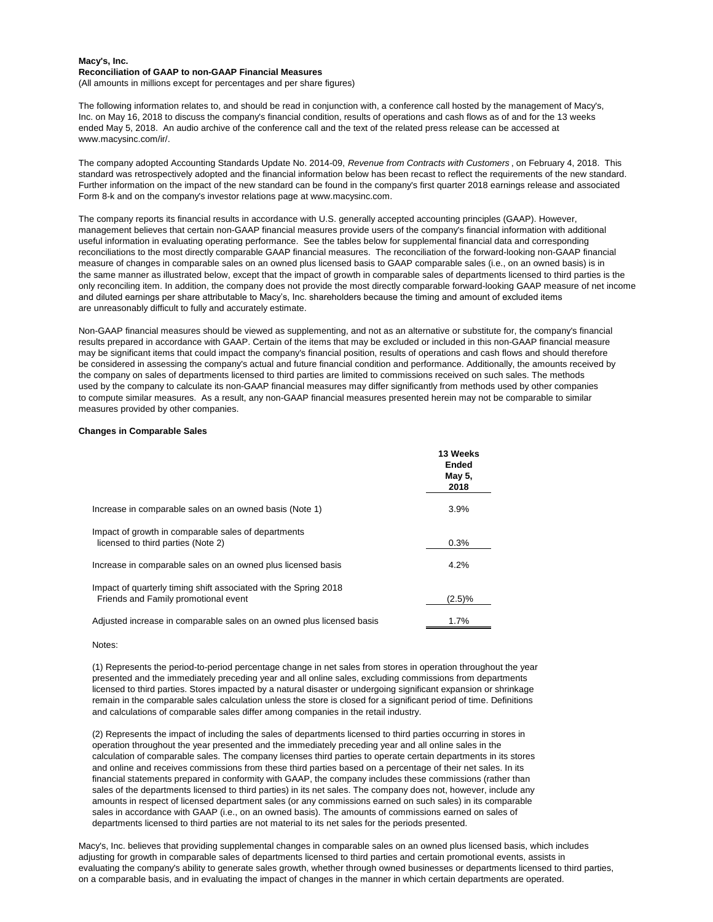**Macy's, Inc.**
**Reconciliation of GAAP to non-GAAP Financial Measures**
(All amounts in millions except for percentages and per share figures)

The following information relates to, and should be read in conjunction with, a conference call hosted by the management of Macy's, Inc. on May 16, 2018 to discuss the company's financial condition, results of operations and cash flows as of and for the 13 weeks ended May 5, 2018. An audio archive of the conference call and the text of the related press release can be accessed at www.macysinc.com/ir/.

The company adopted Accounting Standards Update No. 2014-09, *Revenue from Contracts with Customers*, on February 4, 2018. This standard was retrospectively adopted and the financial information below has been recast to reflect the requirements of the new standard. Further information on the impact of the new standard can be found in the company's first quarter 2018 earnings release and associated Form 8-k and on the company's investor relations page at www.macysinc.com.

The company reports its financial results in accordance with U.S. generally accepted accounting principles (GAAP). However, management believes that certain non-GAAP financial measures provide users of the company's financial information with additional useful information in evaluating operating performance. See the tables below for supplemental financial data and corresponding reconciliations to the most directly comparable GAAP financial measures. The reconciliation of the forward-looking non-GAAP financial measure of changes in comparable sales on an owned plus licensed basis to GAAP comparable sales (i.e., on an owned basis) is in the same manner as illustrated below, except that the impact of growth in comparable sales of departments licensed to third parties is the only reconciling item. In addition, the company does not provide the most directly comparable forward-looking GAAP measure of net income and diluted earnings per share attributable to Macy's, Inc. shareholders because the timing and amount of excluded items are unreasonably difficult to fully and accurately estimate.

Non-GAAP financial measures should be viewed as supplementing, and not as an alternative or substitute for, the company's financial results prepared in accordance with GAAP. Certain of the items that may be excluded or included in this non-GAAP financial measure may be significant items that could impact the company's financial position, results of operations and cash flows and should therefore be considered in assessing the company's actual and future financial condition and performance. Additionally, the amounts received by the company on sales of departments licensed to third parties are limited to commissions received on such sales. The methods used by the company to calculate its non-GAAP financial measures may differ significantly from methods used by other companies to compute similar measures. As a result, any non-GAAP financial measures presented herein may not be comparable to similar measures provided by other companies.

**Changes in Comparable Sales**

| | 13 Weeks Ended May 5, 2018 |
|---|---|
| Increase in comparable sales on an owned basis (Note 1) | 3.9% |
| Impact of growth in comparable sales of departments licensed to third parties (Note 2) | 0.3% |
| Increase in comparable sales on an owned plus licensed basis | 4.2% |
| Impact of quarterly timing shift associated with the Spring 2018 Friends and Family promotional event | (2.5)% |
| Adjusted increase in comparable sales on an owned plus licensed basis | 1.7% |

Notes:

(1) Represents the period-to-period percentage change in net sales from stores in operation throughout the year presented and the immediately preceding year and all online sales, excluding commissions from departments licensed to third parties. Stores impacted by a natural disaster or undergoing significant expansion or shrinkage remain in the comparable sales calculation unless the store is closed for a significant period of time. Definitions and calculations of comparable sales differ among companies in the retail industry.

(2) Represents the impact of including the sales of departments licensed to third parties occurring in stores in operation throughout the year presented and the immediately preceding year and all online sales in the calculation of comparable sales. The company licenses third parties to operate certain departments in its stores and online and receives commissions from these third parties based on a percentage of their net sales. In its financial statements prepared in conformity with GAAP, the company includes these commissions (rather than sales of the departments licensed to third parties) in its net sales. The company does not, however, include any amounts in respect of licensed department sales (or any commissions earned on such sales) in its comparable sales in accordance with GAAP (i.e., on an owned basis). The amounts of commissions earned on sales of departments licensed to third parties are not material to its net sales for the periods presented.

Macy's, Inc. believes that providing supplemental changes in comparable sales on an owned plus licensed basis, which includes adjusting for growth in comparable sales of departments licensed to third parties and certain promotional events, assists in evaluating the company's ability to generate sales growth, whether through owned businesses or departments licensed to third parties, on a comparable basis, and in evaluating the impact of changes in the manner in which certain departments are operated.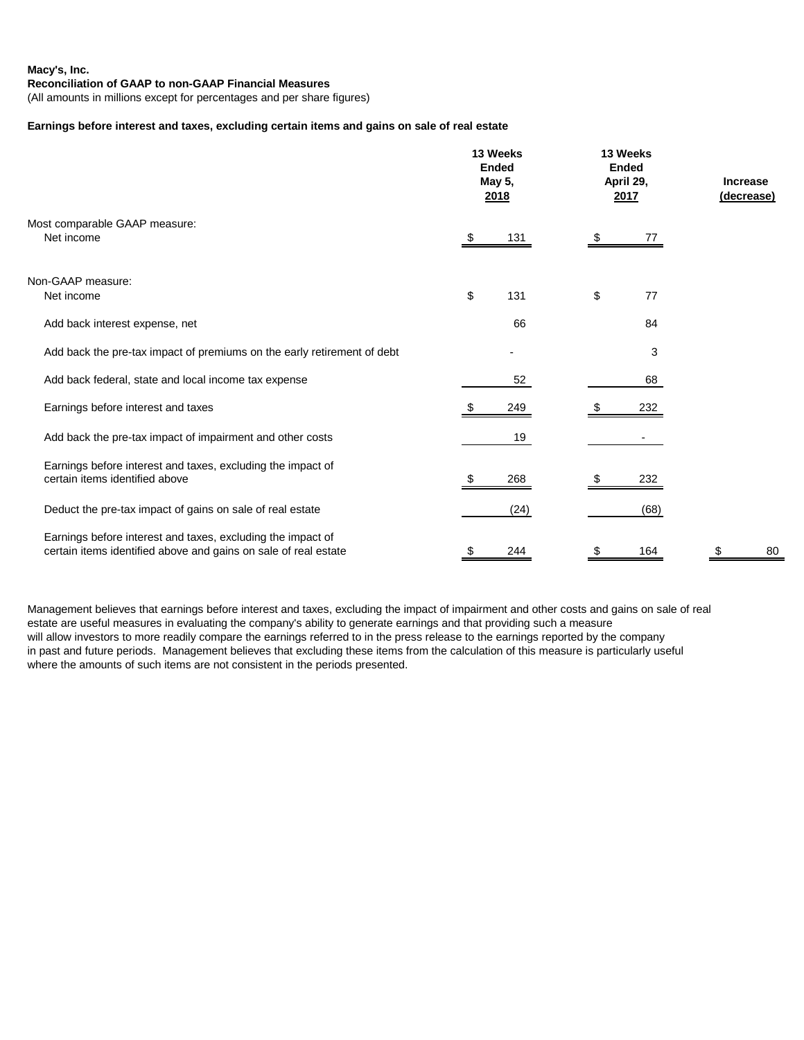**Macy's, Inc.**
**Reconciliation of GAAP to non-GAAP Financial Measures**
(All amounts in millions except for percentages and per share figures)

**Earnings before interest and taxes, excluding certain items and gains on sale of real estate**

| | 13 Weeks Ended May 5, 2018 | 13 Weeks Ended April 29, 2017 | Increase (decrease) |
|---|---|---|---|
| Most comparable GAAP measure: | | | |
| Net income | $ 131 | $ 77 | |
| Non-GAAP measure: | | | |
| Net income | $ 131 | $ 77 | |
| Add back interest expense, net | 66 | 84 | |
| Add back the pre-tax impact of premiums on the early retirement of debt | - | 3 | |
| Add back federal, state and local income tax expense | 52 | 68 | |
| Earnings before interest and taxes | $ 249 | $ 232 | |
| Add back the pre-tax impact of impairment and other costs | 19 | - | |
| Earnings before interest and taxes, excluding the impact of certain items identified above | $ 268 | $ 232 | |
| Deduct the pre-tax impact of gains on sale of real estate | (24) | (68) | |
| Earnings before interest and taxes, excluding the impact of certain items identified above and gains on sale of real estate | $ 244 | $ 164 | $ 80 |

Management believes that earnings before interest and taxes, excluding the impact of impairment and other costs and gains on sale of real estate are useful measures in evaluating the company's ability to generate earnings and that providing such a measure will allow investors to more readily compare the earnings referred to in the press release to the earnings reported by the company in past and future periods. Management believes that excluding these items from the calculation of this measure is particularly useful where the amounts of such items are not consistent in the periods presented.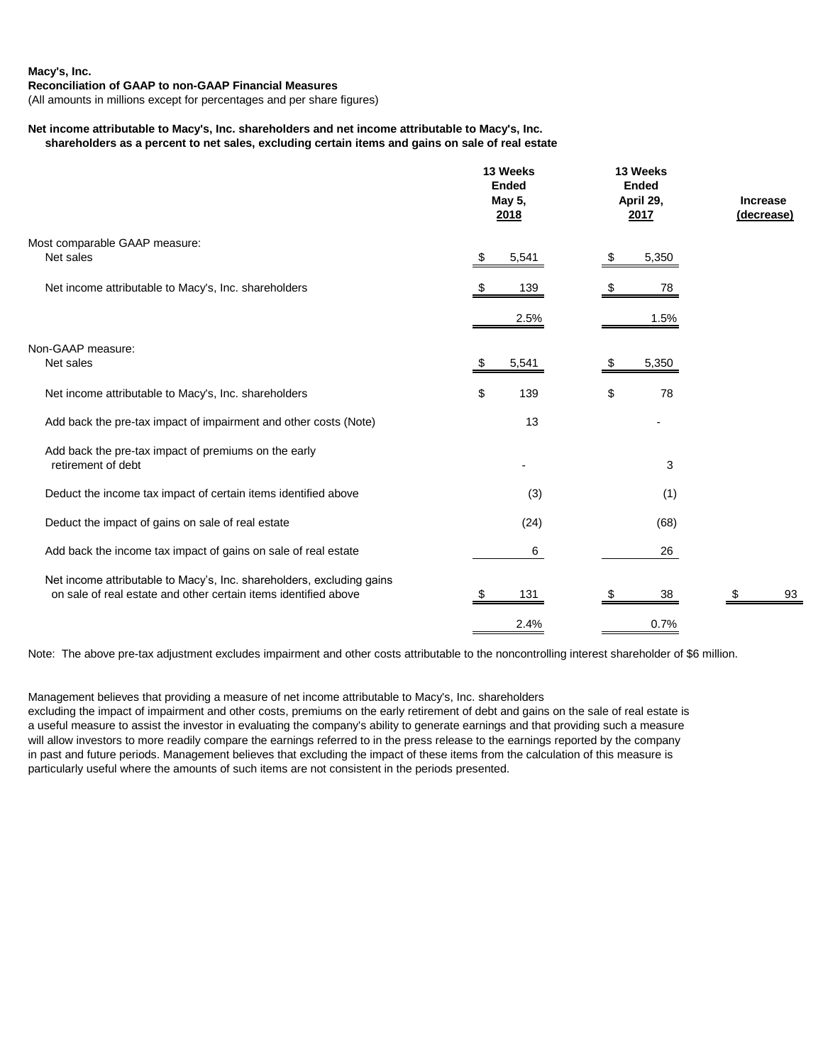**Macy's, Inc.**
**Reconciliation of GAAP to non-GAAP Financial Measures**
(All amounts in millions except for percentages and per share figures)

**Net income attributable to Macy's, Inc. shareholders and net income attributable to Macy's, Inc. shareholders as a percent to net sales, excluding certain items and gains on sale of real estate**

| | 13 Weeks Ended May 5, 2018 | 13 Weeks Ended April 29, 2017 | Increase (decrease) |
|---|---|---|---|
| Most comparable GAAP measure: | | | |
| Net sales | $ 5,541 | $ 5,350 | |
| Net income attributable to Macy's, Inc. shareholders | $ 139 | $ 78 | |
| | 2.5% | 1.5% | |
| Non-GAAP measure: | | | |
| Net sales | $ 5,541 | $ 5,350 | |
| Net income attributable to Macy's, Inc. shareholders | $ 139 | $ 78 | |
| Add back the pre-tax impact of impairment and other costs (Note) | 13 | - | |
| Add back the pre-tax impact of premiums on the early retirement of debt | - | 3 | |
| Deduct the income tax impact of certain items identified above | (3) | (1) | |
| Deduct the impact of gains on sale of real estate | (24) | (68) | |
| Add back the income tax impact of gains on sale of real estate | 6 | 26 | |
| Net income attributable to Macy's, Inc. shareholders, excluding gains on sale of real estate and other certain items identified above | $ 131 | $ 38 | $ 93 |
| | 2.4% | 0.7% | |

Note: The above pre-tax adjustment excludes impairment and other costs attributable to the noncontrolling interest shareholder of $6 million.

Management believes that providing a measure of net income attributable to Macy's, Inc. shareholders excluding the impact of impairment and other costs, premiums on the early retirement of debt and gains on the sale of real estate is a useful measure to assist the investor in evaluating the company's ability to generate earnings and that providing such a measure will allow investors to more readily compare the earnings referred to in the press release to the earnings reported by the company in past and future periods. Management believes that excluding the impact of these items from the calculation of this measure is particularly useful where the amounts of such items are not consistent in the periods presented.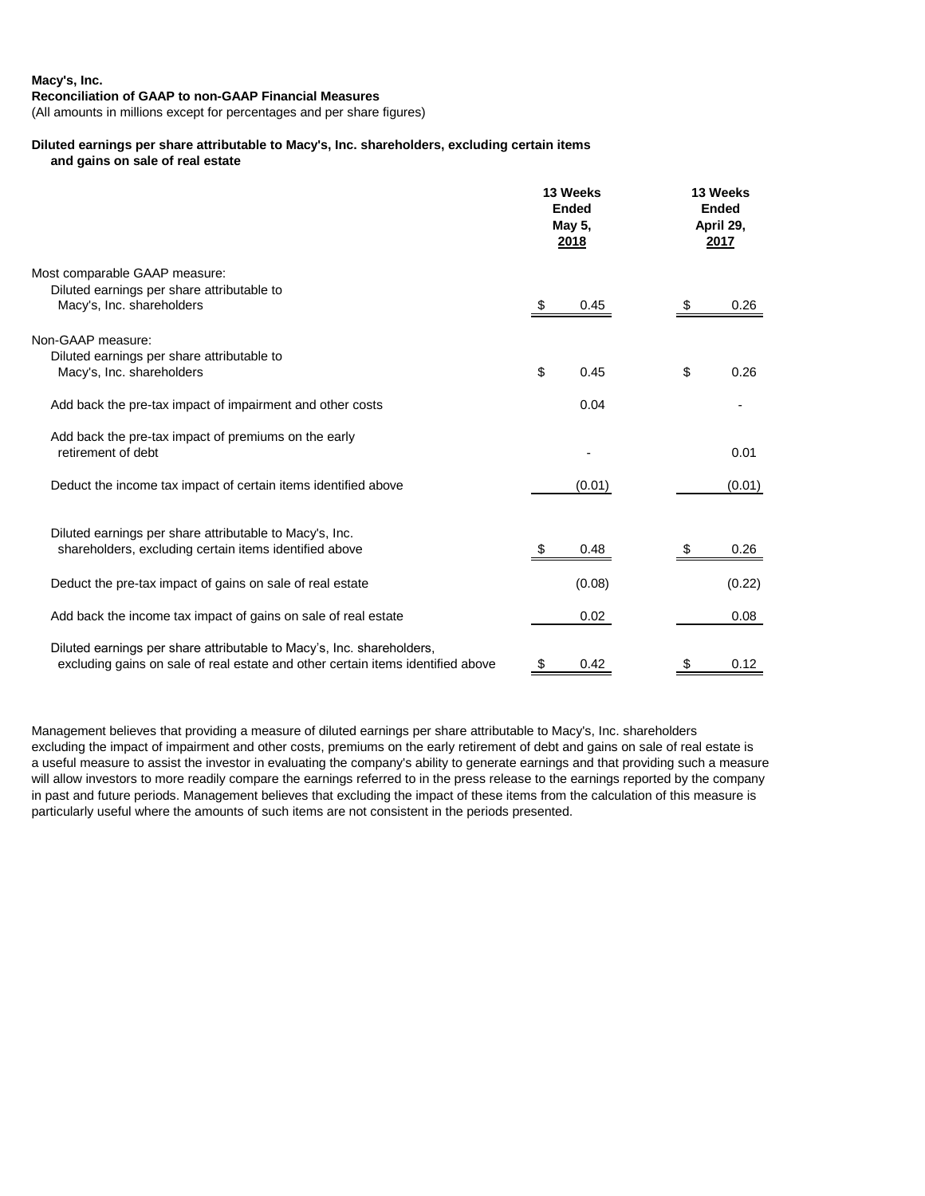**Macy's, Inc.**
**Reconciliation of GAAP to non-GAAP Financial Measures**
(All amounts in millions except for percentages and per share figures)

**Diluted earnings per share attributable to Macy's, Inc. shareholders, excluding certain items and gains on sale of real estate**

| | 13 Weeks Ended May 5, 2018 | 13 Weeks Ended April 29, 2017 |
|---|---|---|
| Most comparable GAAP measure: | | |
| Diluted earnings per share attributable to Macy's, Inc. shareholders | $ 0.45 | $ 0.26 |
| Non-GAAP measure: | | |
| Diluted earnings per share attributable to Macy's, Inc. shareholders | $ 0.45 | $ 0.26 |
| Add back the pre-tax impact of impairment and other costs | 0.04 | - |
| Add back the pre-tax impact of premiums on the early retirement of debt | - | 0.01 |
| Deduct the income tax impact of certain items identified above | (0.01) | (0.01) |
| Diluted earnings per share attributable to Macy's, Inc. shareholders, excluding certain items identified above | $ 0.48 | $ 0.26 |
| Deduct the pre-tax impact of gains on sale of real estate | (0.08) | (0.22) |
| Add back the income tax impact of gains on sale of real estate | 0.02 | 0.08 |
| Diluted earnings per share attributable to Macy's, Inc. shareholders, excluding gains on sale of real estate and other certain items identified above | $ 0.42 | $ 0.12 |

Management believes that providing a measure of diluted earnings per share attributable to Macy's, Inc. shareholders excluding the impact of impairment and other costs, premiums on the early retirement of debt and gains on sale of real estate is a useful measure to assist the investor in evaluating the company's ability to generate earnings and that providing such a measure will allow investors to more readily compare the earnings referred to in the press release to the earnings reported by the company in past and future periods. Management believes that excluding the impact of these items from the calculation of this measure is particularly useful where the amounts of such items are not consistent in the periods presented.